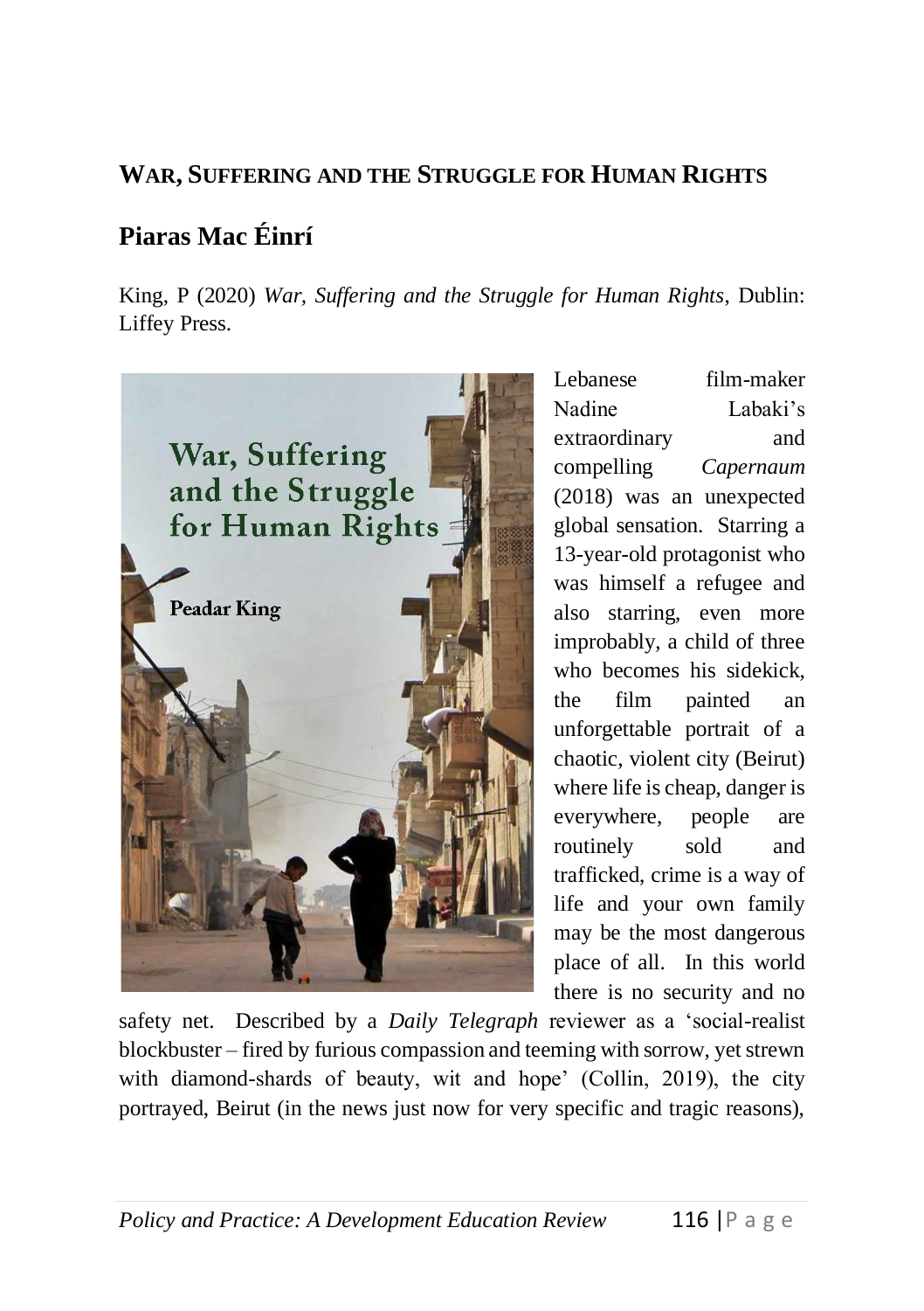## WAR, SUFFERING AND THE STRUGGLE FOR HUMAN RIGHTS

## Piaras Mac Éinrí

King, P (2020) *War, Suffering and the Struggle for Human Rights*, Dublin: Liffey Press.

Lebanese film-maker Nadine Labaki's extraordinary and compelling *Capernaum* (2018) was an unexpected global sensation. Starring a 13-year-old protagonist who was himself a refugee and also starring, even more improbably, a child of three who becomes his sidekick, the film painted an unforgettable portrait of a chaotic, violent city (Beirut) where life is cheap, danger is everywhere, people are routinely sold and trafficked, crime is a way of life and your own family may be the most dangerous place of all. In this world there is no security and no safety net. Described by a *Daily Telegraph* reviewer as a 'social-realist blockbuster – fired by furious compassion and teeming with sorrow, yet strewn with diamond-shards of beauty, wit and hope' (Collin, 2019), the city portrayed, Beirut (in the news just now for very specific and tragic reasons),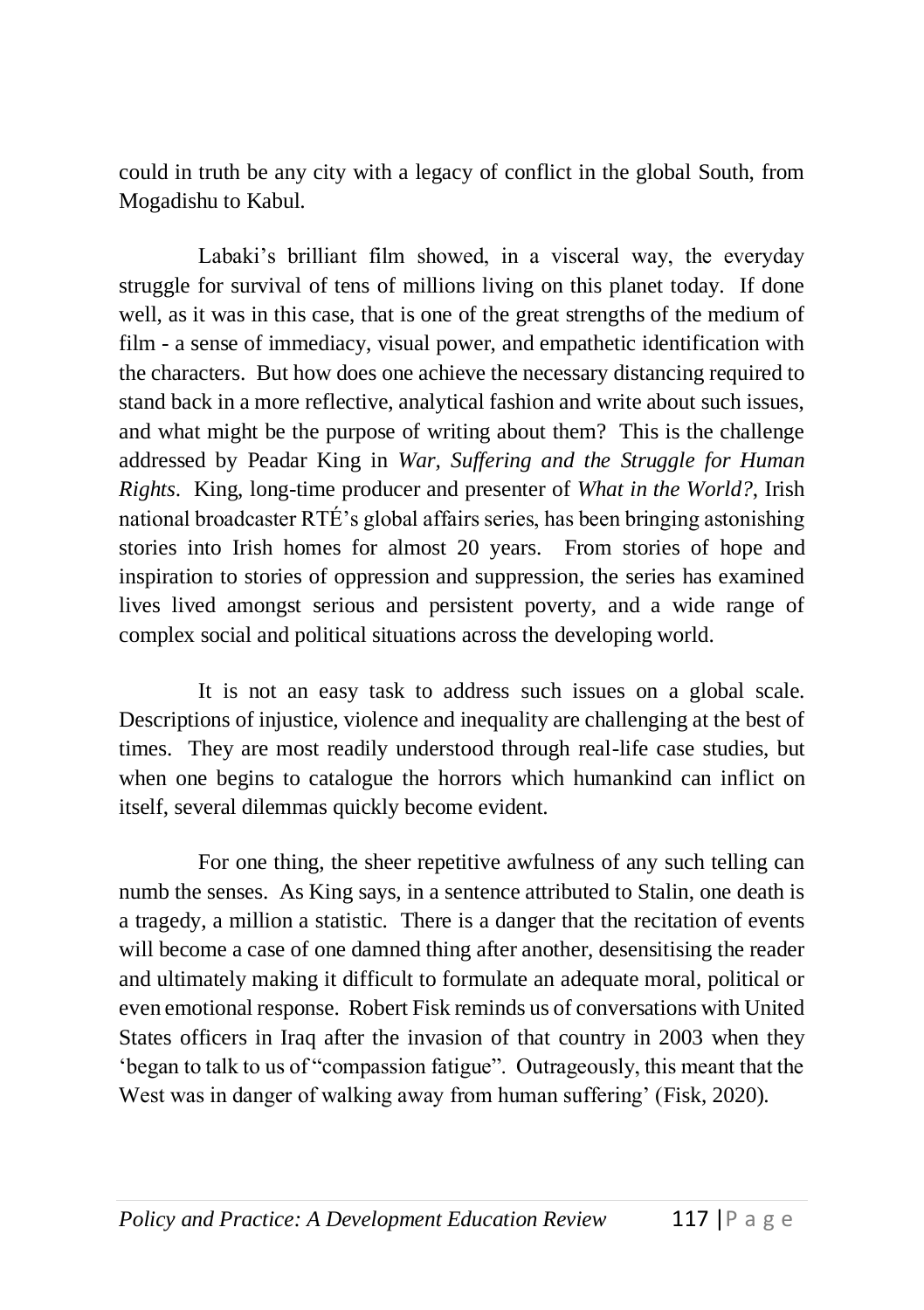could in truth be any city with a legacy of conflict in the global South, from Mogadishu to Kabul.

Labaki's brilliant film showed, in a visceral way, the everyday struggle for survival of tens of millions living on this planet today. If done well, as it was in this case, that is one of the great strengths of the medium of film - a sense of immediacy, visual power, and empathetic identification with the characters. But how does one achieve the necessary distancing required to stand back in a more reflective, analytical fashion and write about such issues, and what might be the purpose of writing about them? This is the challenge addressed by Peadar King in *War, Suffering and the Struggle for Human Rights*. King, long-time producer and presenter of *What in the World?*, Irish national broadcaster RTÉ's global affairs series, has been bringing astonishing stories into Irish homes for almost 20 years. From stories of hope and inspiration to stories of oppression and suppression, the series has examined lives lived amongst serious and persistent poverty, and a wide range of complex social and political situations across the developing world.

It is not an easy task to address such issues on a global scale. Descriptions of injustice, violence and inequality are challenging at the best of times. They are most readily understood through real-life case studies, but when one begins to catalogue the horrors which humankind can inflict on itself, several dilemmas quickly become evident.

For one thing, the sheer repetitive awfulness of any such telling can numb the senses. As King says, in a sentence attributed to Stalin, one death is a tragedy, a million a statistic. There is a danger that the recitation of events will become a case of one damned thing after another, desensitising the reader and ultimately making it difficult to formulate an adequate moral, political or even emotional response. Robert Fisk reminds us of conversations with United States officers in Iraq after the invasion of that country in 2003 when they 'began to talk to us of "compassion fatigue". Outrageously, this meant that the West was in danger of walking away from human suffering' (Fisk, 2020).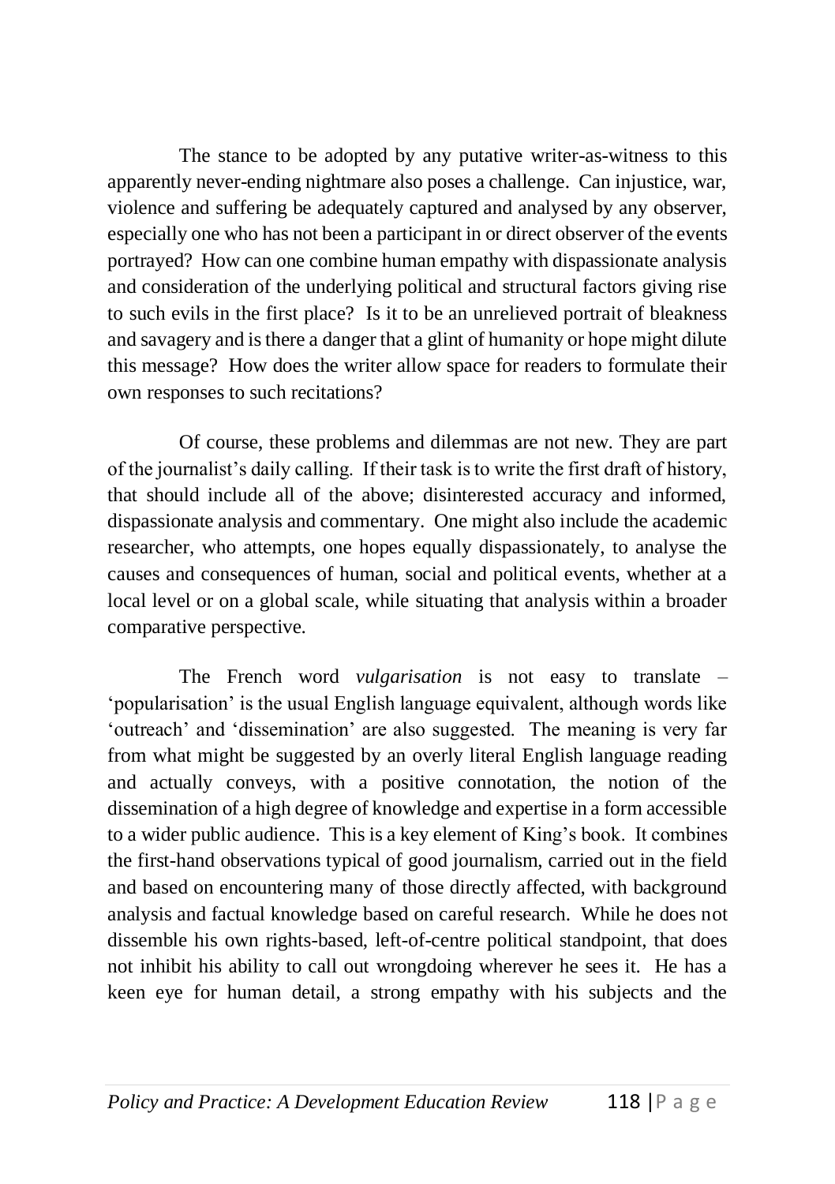The stance to be adopted by any putative writer-as-witness to this apparently never-ending nightmare also poses a challenge. Can injustice, war, violence and suffering be adequately captured and analysed by any observer, especially one who has not been a participant in or direct observer of the events portrayed? How can one combine human empathy with dispassionate analysis and consideration of the underlying political and structural factors giving rise to such evils in the first place? Is it to be an unrelieved portrait of bleakness and savagery and is there a danger that a glint of humanity or hope might dilute this message? How does the writer allow space for readers to formulate their own responses to such recitations?

Of course, these problems and dilemmas are not new. They are part of the journalist's daily calling. If their task is to write the first draft of history, that should include all of the above; disinterested accuracy and informed, dispassionate analysis and commentary. One might also include the academic researcher, who attempts, one hopes equally dispassionately, to analyse the causes and consequences of human, social and political events, whether at a local level or on a global scale, while situating that analysis within a broader comparative perspective.

The French word *vulgarisation* is not easy to translate – 'popularisation' is the usual English language equivalent, although words like 'outreach' and 'dissemination' are also suggested. The meaning is very far from what might be suggested by an overly literal English language reading and actually conveys, with a positive connotation, the notion of the dissemination of a high degree of knowledge and expertise in a form accessible to a wider public audience. This is a key element of King's book. It combines the first-hand observations typical of good journalism, carried out in the field and based on encountering many of those directly affected, with background analysis and factual knowledge based on careful research. While he does not dissemble his own rights-based, left-of-centre political standpoint, that does not inhibit his ability to call out wrongdoing wherever he sees it. He has a keen eye for human detail, a strong empathy with his subjects and the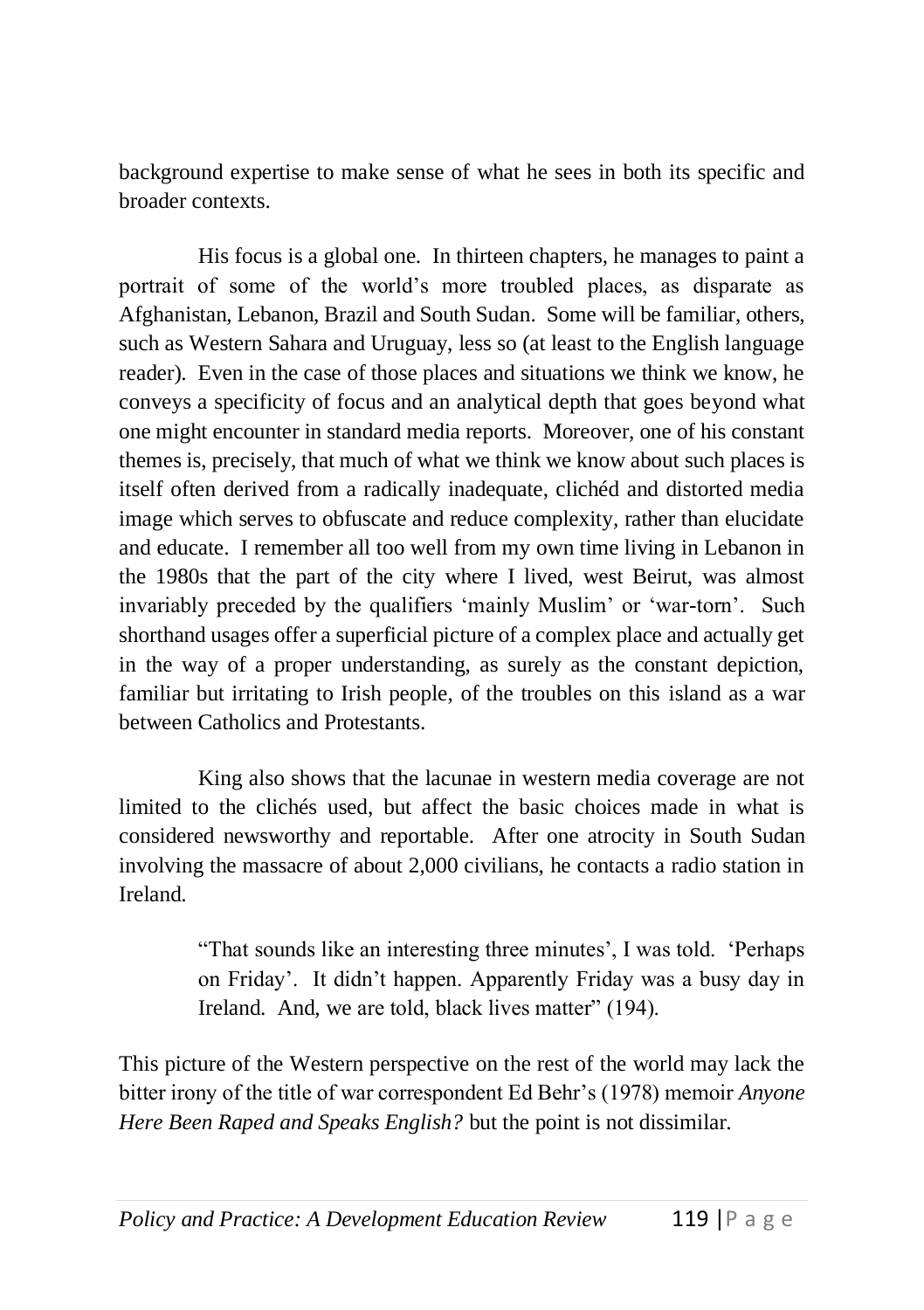background expertise to make sense of what he sees in both its specific and broader contexts.

His focus is a global one. In thirteen chapters, he manages to paint a portrait of some of the world's more troubled places, as disparate as Afghanistan, Lebanon, Brazil and South Sudan. Some will be familiar, others, such as Western Sahara and Uruguay, less so (at least to the English language reader). Even in the case of those places and situations we think we know, he conveys a specificity of focus and an analytical depth that goes beyond what one might encounter in standard media reports. Moreover, one of his constant themes is, precisely, that much of what we think we know about such places is itself often derived from a radically inadequate, clichéd and distorted media image which serves to obfuscate and reduce complexity, rather than elucidate and educate. I remember all too well from my own time living in Lebanon in the 1980s that the part of the city where I lived, west Beirut, was almost invariably preceded by the qualifiers 'mainly Muslim' or 'war-torn'. Such shorthand usages offer a superficial picture of a complex place and actually get in the way of a proper understanding, as surely as the constant depiction, familiar but irritating to Irish people, of the troubles on this island as a war between Catholics and Protestants.

King also shows that the lacunae in western media coverage are not limited to the clichés used, but affect the basic choices made in what is considered newsworthy and reportable. After one atrocity in South Sudan involving the massacre of about 2,000 civilians, he contacts a radio station in Ireland.

> "That sounds like an interesting three minutes', I was told. 'Perhaps on Friday'. It didn't happen. Apparently Friday was a busy day in Ireland. And, we are told, black lives matter" (194).

This picture of the Western perspective on the rest of the world may lack the bitter irony of the title of war correspondent Ed Behr's (1978) memoir *Anyone Here Been Raped and Speaks English?* but the point is not dissimilar.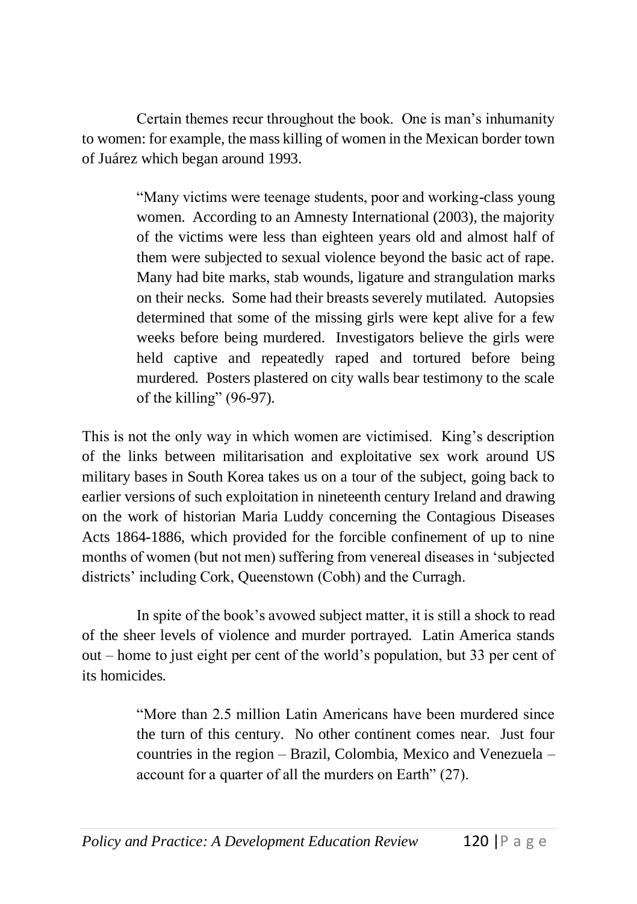Certain themes recur throughout the book. One is man's inhumanity to women: for example, the mass killing of women in the Mexican border town of Juárez which began around 1993.

> "Many victims were teenage students, poor and working-class young women. According to an Amnesty International (2003), the majority of the victims were less than eighteen years old and almost half of them were subjected to sexual violence beyond the basic act of rape. Many had bite marks, stab wounds, ligature and strangulation marks on their necks. Some had their breasts severely mutilated. Autopsies determined that some of the missing girls were kept alive for a few weeks before being murdered. Investigators believe the girls were held captive and repeatedly raped and tortured before being murdered. Posters plastered on city walls bear testimony to the scale of the killing" (96-97).

This is not the only way in which women are victimised. King's description of the links between militarisation and exploitative sex work around US military bases in South Korea takes us on a tour of the subject, going back to earlier versions of such exploitation in nineteenth century Ireland and drawing on the work of historian Maria Luddy concerning the Contagious Diseases Acts 1864-1886, which provided for the forcible confinement of up to nine months of women (but not men) suffering from venereal diseases in 'subjected districts' including Cork, Queenstown (Cobh) and the Curragh.

In spite of the book's avowed subject matter, it is still a shock to read of the sheer levels of violence and murder portrayed. Latin America stands out – home to just eight per cent of the world's population, but 33 per cent of its homicides.

> "More than 2.5 million Latin Americans have been murdered since the turn of this century. No other continent comes near. Just four countries in the region – Brazil, Colombia, Mexico and Venezuela – account for a quarter of all the murders on Earth" (27).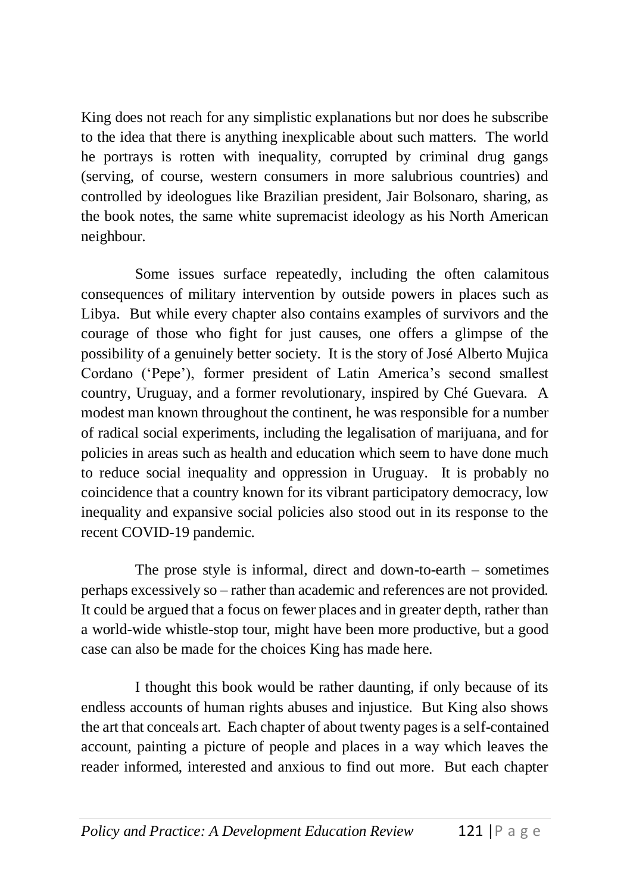King does not reach for any simplistic explanations but nor does he subscribe to the idea that there is anything inexplicable about such matters. The world he portrays is rotten with inequality, corrupted by criminal drug gangs (serving, of course, western consumers in more salubrious countries) and controlled by ideologues like Brazilian president, Jair Bolsonaro, sharing, as the book notes, the same white supremacist ideology as his North American neighbour.

Some issues surface repeatedly, including the often calamitous consequences of military intervention by outside powers in places such as Libya. But while every chapter also contains examples of survivors and the courage of those who fight for just causes, one offers a glimpse of the possibility of a genuinely better society. It is the story of José Alberto Mujica Cordano ('Pepe'), former president of Latin America's second smallest country, Uruguay, and a former revolutionary, inspired by Ché Guevara. A modest man known throughout the continent, he was responsible for a number of radical social experiments, including the legalisation of marijuana, and for policies in areas such as health and education which seem to have done much to reduce social inequality and oppression in Uruguay. It is probably no coincidence that a country known for its vibrant participatory democracy, low inequality and expansive social policies also stood out in its response to the recent COVID-19 pandemic.

The prose style is informal, direct and down-to-earth – sometimes perhaps excessively so – rather than academic and references are not provided. It could be argued that a focus on fewer places and in greater depth, rather than a world-wide whistle-stop tour, might have been more productive, but a good case can also be made for the choices King has made here.

I thought this book would be rather daunting, if only because of its endless accounts of human rights abuses and injustice. But King also shows the art that conceals art. Each chapter of about twenty pages is a self-contained account, painting a picture of people and places in a way which leaves the reader informed, interested and anxious to find out more. But each chapter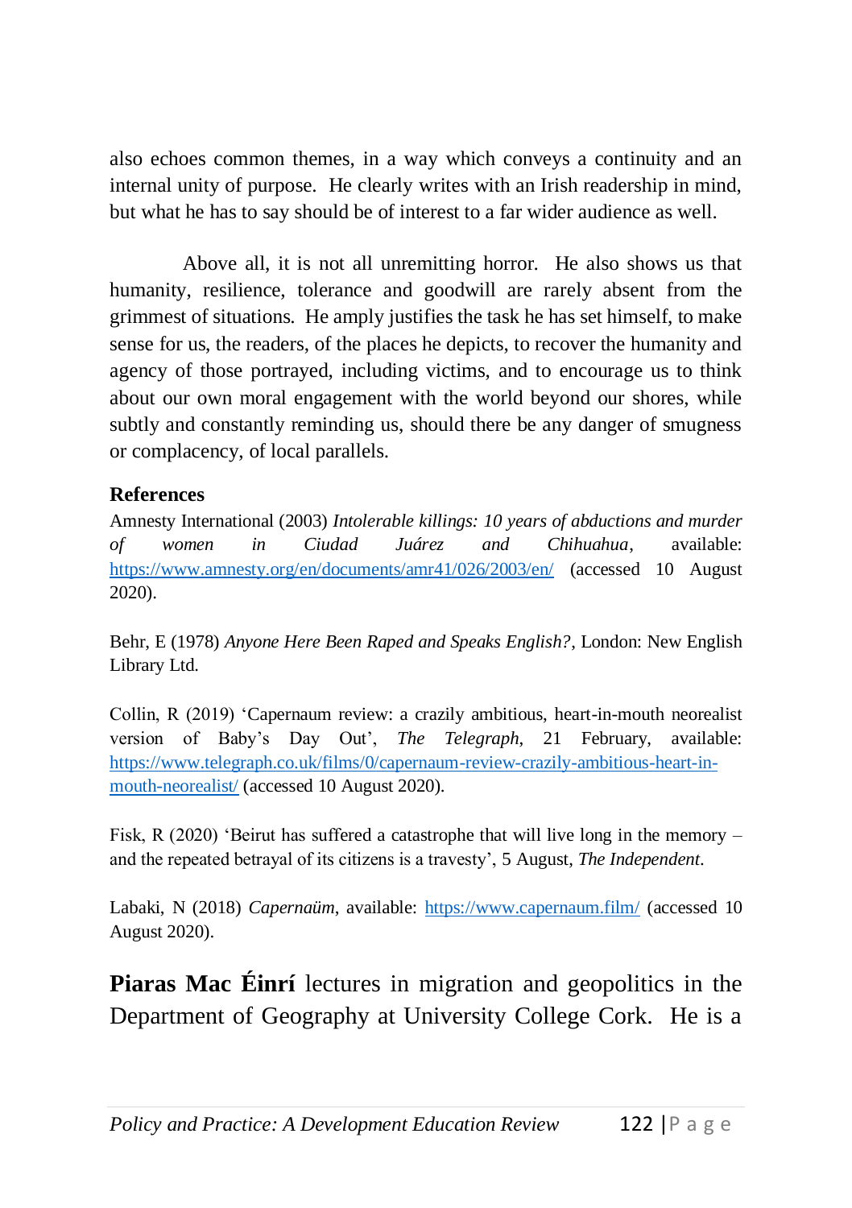also echoes common themes, in a way which conveys a continuity and an internal unity of purpose. He clearly writes with an Irish readership in mind, but what he has to say should be of interest to a far wider audience as well.

Above all, it is not all unremitting horror. He also shows us that humanity, resilience, tolerance and goodwill are rarely absent from the grimmest of situations. He amply justifies the task he has set himself, to make sense for us, the readers, of the places he depicts, to recover the humanity and agency of those portrayed, including victims, and to encourage us to think about our own moral engagement with the world beyond our shores, while subtly and constantly reminding us, should there be any danger of smugness or complacency, of local parallels.

**References**

Amnesty International (2003) *Intolerable killings: 10 years of abductions and murder of women in Ciudad Juárez and Chihuahua*, available: https://www.amnesty.org/en/documents/amr41/026/2003/en/ (accessed 10 August 2020).

Behr, E (1978) *Anyone Here Been Raped and Speaks English?*, London: New English Library Ltd.

Collin, R (2019) 'Capernaum review: a crazily ambitious, heart-in-mouth neorealist version of Baby's Day Out', *The Telegraph*, 21 February, available: https://www.telegraph.co.uk/films/0/capernaum-review-crazily-ambitious-heart-in-mouth-neorealist/ (accessed 10 August 2020).

Fisk, R (2020) 'Beirut has suffered a catastrophe that will live long in the memory – and the repeated betrayal of its citizens is a travesty', 5 August, *The Independent*.

Labaki, N (2018) *Capernaüm*, available: https://www.capernaum.film/ (accessed 10 August 2020).

**Piaras Mac Éinrí** lectures in migration and geopolitics in the Department of Geography at University College Cork. He is a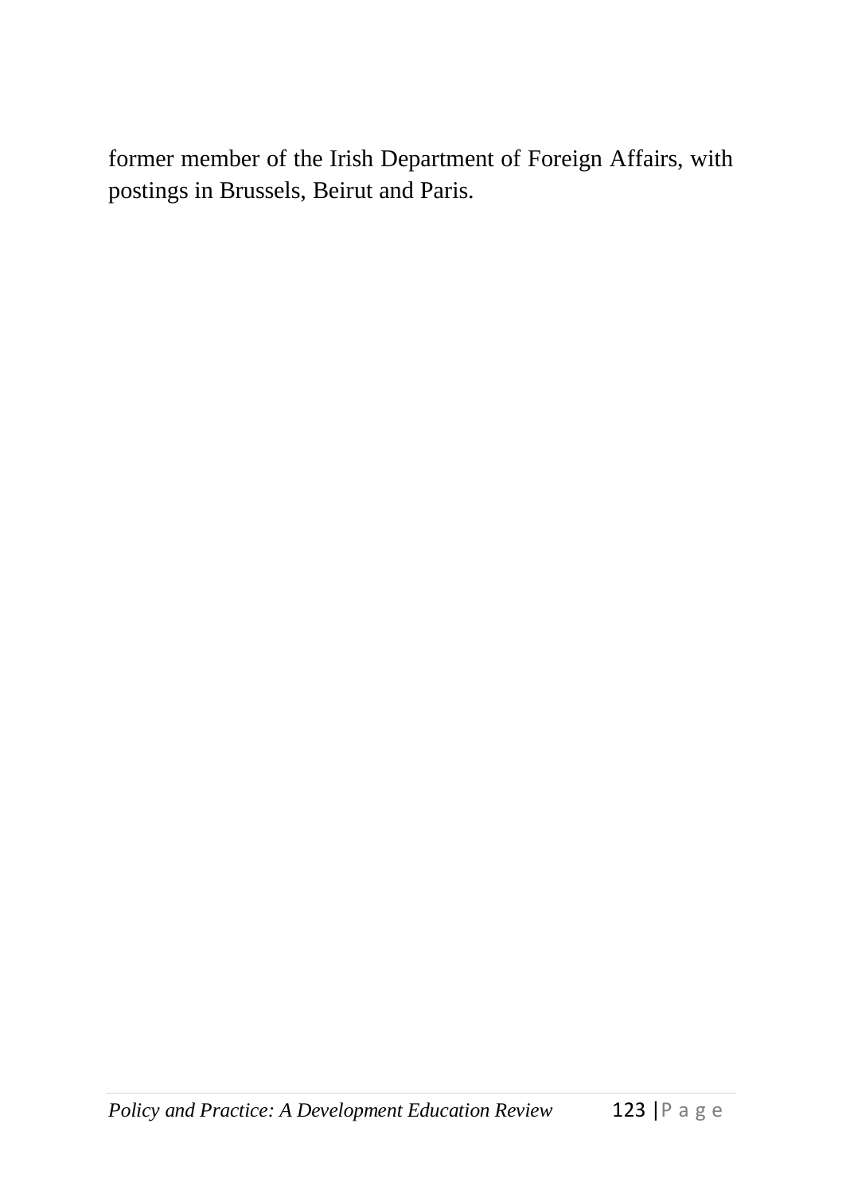former member of the Irish Department of Foreign Affairs, with postings in Brussels, Beirut and Paris.